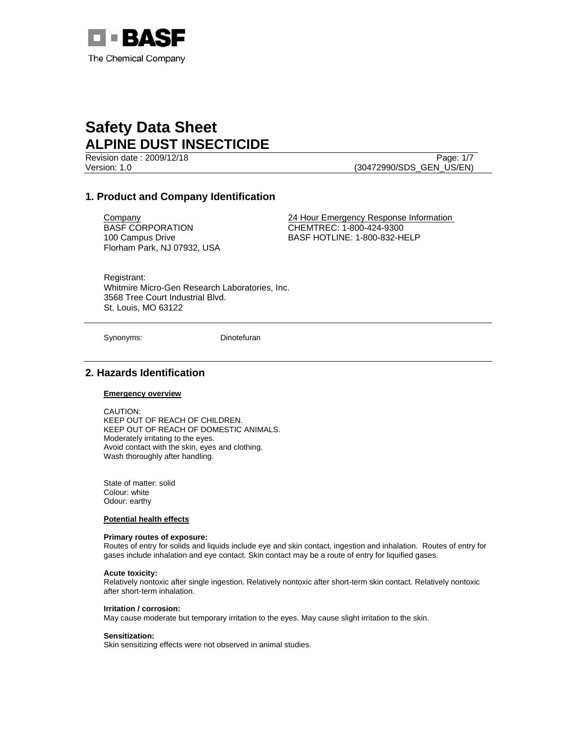# Safety Data Sheet
# ALPINE DUST INSECTICIDE

Revision date : 2009/12/18
Version: 1.0
(30472990/SDS_GEN_US/EN)

## 1. Product and Company Identification

Company
BASF CORPORATION
100 Campus Drive
Florham Park, NJ 07932, USA

24 Hour Emergency Response Information
CHEMTREC: 1-800-424-9300
BASF HOTLINE: 1-800-832-HELP

Registrant:
Whitmire Micro-Gen Research Laboratories, Inc.
3568 Tree Court Industrial Blvd.
St. Louis, MO 63122

Synonyms: Dinotefuran

## 2. Hazards Identification

**Emergency overview**

CAUTION:
KEEP OUT OF REACH OF CHILDREN.
KEEP OUT OF REACH OF DOMESTIC ANIMALS.
Moderately irritating to the eyes.
Avoid contact with the skin, eyes and clothing.
Wash thoroughly after handling.

State of matter: solid
Colour: white
Odour: earthy

**Potential health effects**

**Primary routes of exposure:**
Routes of entry for solids and liquids include eye and skin contact, ingestion and inhalation. Routes of entry for gases include inhalation and eye contact. Skin contact may be a route of entry for liquified gases.

**Acute toxicity:**
Relatively nontoxic after single ingestion. Relatively nontoxic after short-term skin contact. Relatively nontoxic after short-term inhalation.

**Irritation / corrosion:**
May cause moderate but temporary irritation to the eyes. May cause slight irritation to the skin.

**Sensitization:**
Skin sensitizing effects were not observed in animal studies.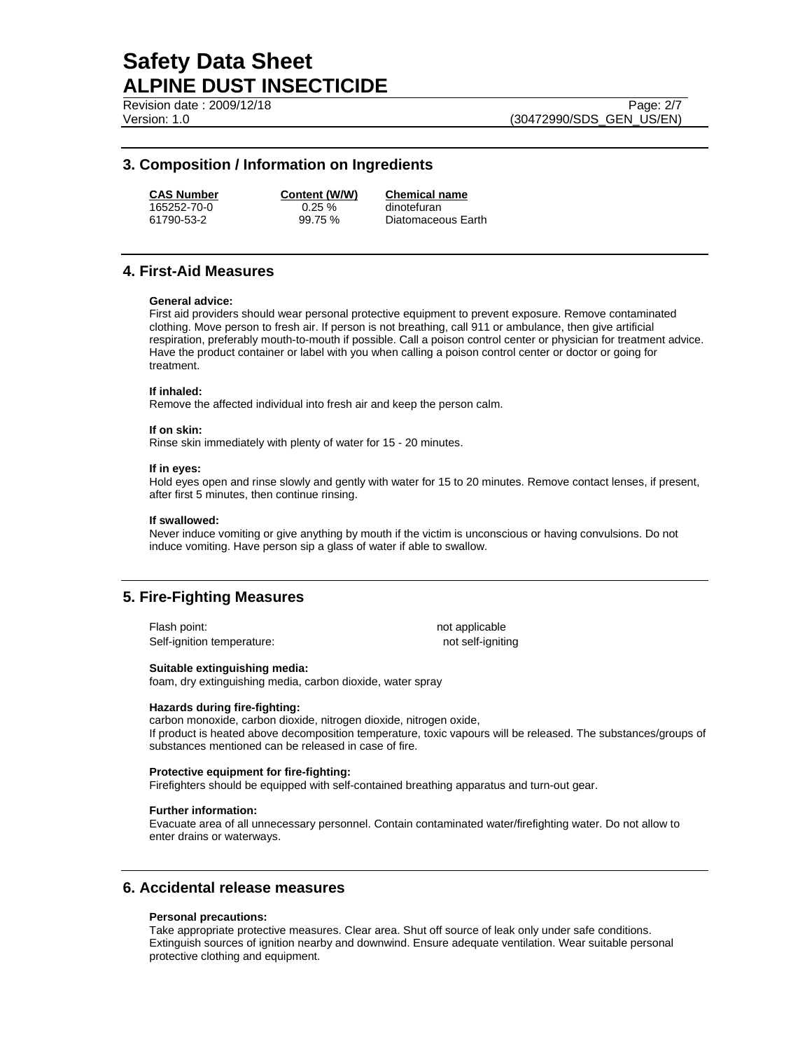## 3. Composition / Information on Ingredients

| CAS Number | Content (W/W) | Chemical name |
|---|---|---|
| 165252-70-0 | 0.25 % | dinotefuran |
| 61790-53-2 | 99.75 % | Diatomaceous Earth |

## 4. First-Aid Measures

**General advice:**
First aid providers should wear personal protective equipment to prevent exposure. Remove contaminated clothing. Move person to fresh air. If person is not breathing, call 911 or ambulance, then give artificial respiration, preferably mouth-to-mouth if possible. Call a poison control center or physician for treatment advice. Have the product container or label with you when calling a poison control center or doctor or going for treatment.

**If inhaled:**
Remove the affected individual into fresh air and keep the person calm.

**If on skin:**
Rinse skin immediately with plenty of water for 15 - 20 minutes.

**If in eyes:**
Hold eyes open and rinse slowly and gently with water for 15 to 20 minutes. Remove contact lenses, if present, after first 5 minutes, then continue rinsing.

**If swallowed:**
Never induce vomiting or give anything by mouth if the victim is unconscious or having convulsions. Do not induce vomiting. Have person sip a glass of water if able to swallow.

## 5. Fire-Fighting Measures

| | |
|---|---|
| Flash point: | not applicable |
| Self-ignition temperature: | not self-igniting |

**Suitable extinguishing media:**
foam, dry extinguishing media, carbon dioxide, water spray

**Hazards during fire-fighting:**
carbon monoxide, carbon dioxide, nitrogen dioxide, nitrogen oxide,
If product is heated above decomposition temperature, toxic vapours will be released. The substances/groups of substances mentioned can be released in case of fire.

**Protective equipment for fire-fighting:**
Firefighters should be equipped with self-contained breathing apparatus and turn-out gear.

**Further information:**
Evacuate area of all unnecessary personnel. Contain contaminated water/firefighting water. Do not allow to enter drains or waterways.

## 6. Accidental release measures

**Personal precautions:**
Take appropriate protective measures. Clear area. Shut off source of leak only under safe conditions. Extinguish sources of ignition nearby and downwind. Ensure adequate ventilation. Wear suitable personal protective clothing and equipment.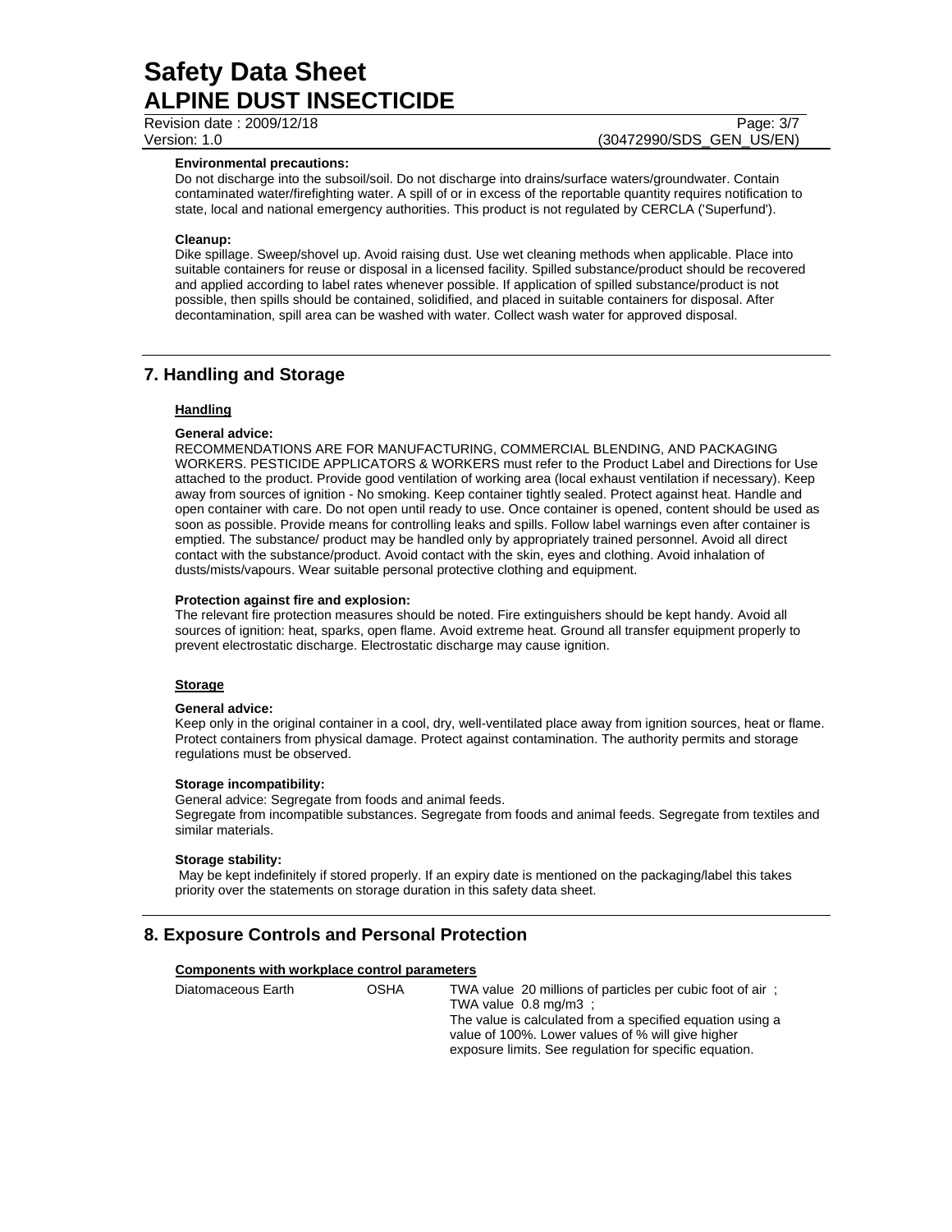**Environmental precautions:**

Do not discharge into the subsoil/soil. Do not discharge into drains/surface waters/groundwater. Contain contaminated water/firefighting water. A spill of or in excess of the reportable quantity requires notification to state, local and national emergency authorities. This product is not regulated by CERCLA ('Superfund').

**Cleanup:**

Dike spillage. Sweep/shovel up. Avoid raising dust. Use wet cleaning methods when applicable. Place into suitable containers for reuse or disposal in a licensed facility. Spilled substance/product should be recovered and applied according to label rates whenever possible. If application of spilled substance/product is not possible, then spills should be contained, solidified, and placed in suitable containers for disposal. After decontamination, spill area can be washed with water. Collect wash water for approved disposal.

## 7. Handling and Storage

### Handling

**General advice:**

RECOMMENDATIONS ARE FOR MANUFACTURING, COMMERCIAL BLENDING, AND PACKAGING WORKERS. PESTICIDE APPLICATORS & WORKERS must refer to the Product Label and Directions for Use attached to the product. Provide good ventilation of working area (local exhaust ventilation if necessary). Keep away from sources of ignition - No smoking. Keep container tightly sealed. Protect against heat. Handle and open container with care. Do not open until ready to use. Once container is opened, content should be used as soon as possible. Provide means for controlling leaks and spills. Follow label warnings even after container is emptied. The substance/ product may be handled only by appropriately trained personnel. Avoid all direct contact with the substance/product. Avoid contact with the skin, eyes and clothing. Avoid inhalation of dusts/mists/vapours. Wear suitable personal protective clothing and equipment.

**Protection against fire and explosion:**

The relevant fire protection measures should be noted. Fire extinguishers should be kept handy. Avoid all sources of ignition: heat, sparks, open flame. Avoid extreme heat. Ground all transfer equipment properly to prevent electrostatic discharge. Electrostatic discharge may cause ignition.

### Storage

**General advice:**

Keep only in the original container in a cool, dry, well-ventilated place away from ignition sources, heat or flame. Protect containers from physical damage. Protect against contamination. The authority permits and storage regulations must be observed.

**Storage incompatibility:**

General advice: Segregate from foods and animal feeds.
Segregate from incompatible substances. Segregate from foods and animal feeds. Segregate from textiles and similar materials.

**Storage stability:**

May be kept indefinitely if stored properly. If an expiry date is mentioned on the packaging/label this takes priority over the statements on storage duration in this safety data sheet.

## 8. Exposure Controls and Personal Protection

**Components with workplace control parameters**

| | | |
|---|---|---|
| Diatomaceous Earth | OSHA | TWA value 20 millions of particles per cubic foot of air ; TWA value 0.8 mg/m3 ; The value is calculated from a specified equation using a value of 100%. Lower values of % will give higher exposure limits. See regulation for specific equation. |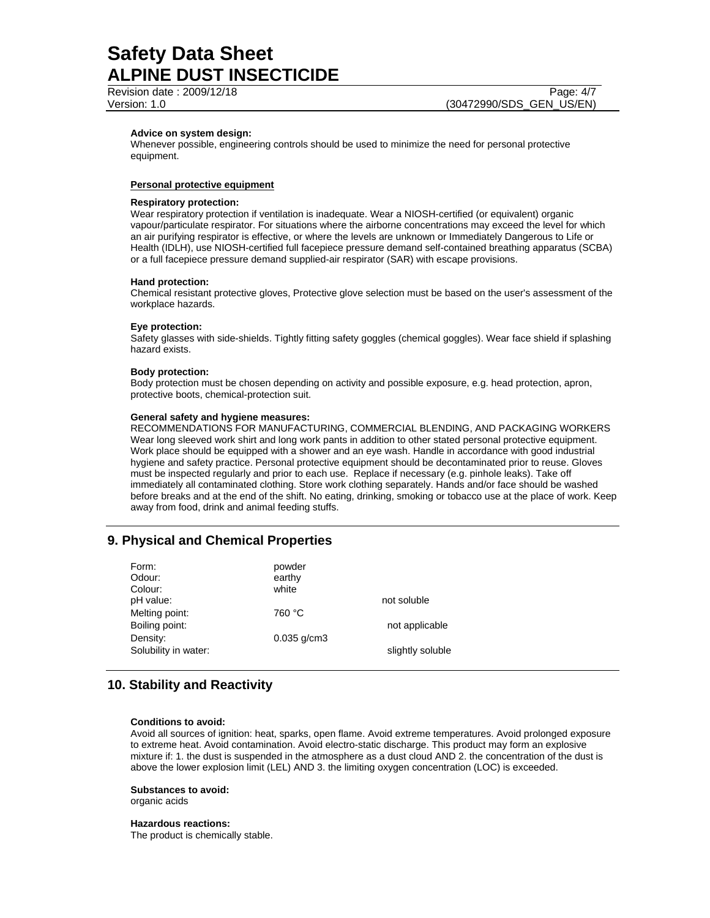**Advice on system design:**
Whenever possible, engineering controls should be used to minimize the need for personal protective equipment.

**Personal protective equipment**

**Respiratory protection:**
Wear respiratory protection if ventilation is inadequate. Wear a NIOSH-certified (or equivalent) organic vapour/particulate respirator. For situations where the airborne concentrations may exceed the level for which an air purifying respirator is effective, or where the levels are unknown or Immediately Dangerous to Life or Health (IDLH), use NIOSH-certified full facepiece pressure demand self-contained breathing apparatus (SCBA) or a full facepiece pressure demand supplied-air respirator (SAR) with escape provisions.

**Hand protection:**
Chemical resistant protective gloves, Protective glove selection must be based on the user's assessment of the workplace hazards.

**Eye protection:**
Safety glasses with side-shields. Tightly fitting safety goggles (chemical goggles). Wear face shield if splashing hazard exists.

**Body protection:**
Body protection must be chosen depending on activity and possible exposure, e.g. head protection, apron, protective boots, chemical-protection suit.

**General safety and hygiene measures:**
RECOMMENDATIONS FOR MANUFACTURING, COMMERCIAL BLENDING, AND PACKAGING WORKERS Wear long sleeved work shirt and long work pants in addition to other stated personal protective equipment. Work place should be equipped with a shower and an eye wash. Handle in accordance with good industrial hygiene and safety practice. Personal protective equipment should be decontaminated prior to reuse. Gloves must be inspected regularly and prior to each use. Replace if necessary (e.g. pinhole leaks). Take off immediately all contaminated clothing. Store work clothing separately. Hands and/or face should be washed before breaks and at the end of the shift. No eating, drinking, smoking or tobacco use at the place of work. Keep away from food, drink and animal feeding stuffs.

## 9. Physical and Chemical Properties

| | | |
|---|---|---|
| Form: | powder | |
| Odour: | earthy | |
| Colour: | white | |
| pH value: | | not soluble |
| Melting point: | 760 °C | |
| Boiling point: | | not applicable |
| Density: | 0.035 g/cm3 | |
| Solubility in water: | | slightly soluble |

## 10. Stability and Reactivity

**Conditions to avoid:**
Avoid all sources of ignition: heat, sparks, open flame. Avoid extreme temperatures. Avoid prolonged exposure to extreme heat. Avoid contamination. Avoid electro-static discharge. This product may form an explosive mixture if: 1. the dust is suspended in the atmosphere as a dust cloud AND 2. the concentration of the dust is above the lower explosion limit (LEL) AND 3. the limiting oxygen concentration (LOC) is exceeded.

**Substances to avoid:**
organic acids

**Hazardous reactions:**
The product is chemically stable.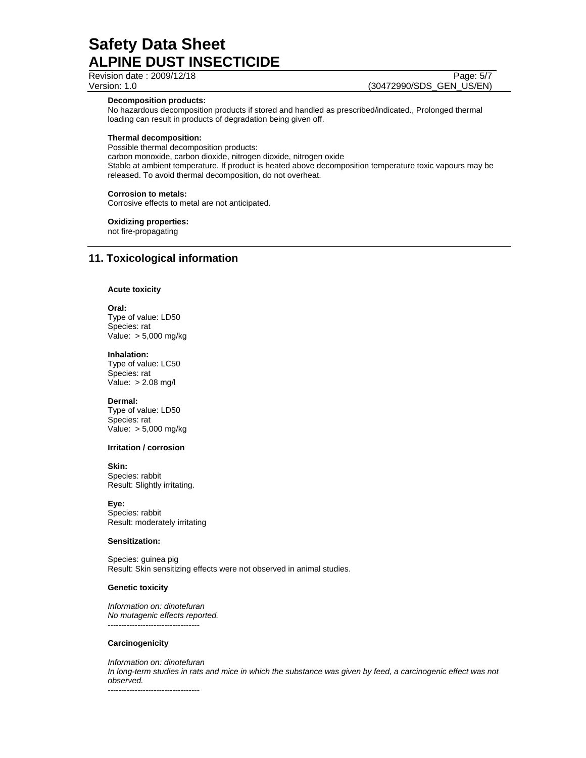**Decomposition products:**
No hazardous decomposition products if stored and handled as prescribed/indicated., Prolonged thermal loading can result in products of degradation being given off.

**Thermal decomposition:**
Possible thermal decomposition products:
carbon monoxide, carbon dioxide, nitrogen dioxide, nitrogen oxide
Stable at ambient temperature. If product is heated above decomposition temperature toxic vapours may be released. To avoid thermal decomposition, do not overheat.

**Corrosion to metals:**
Corrosive effects to metal are not anticipated.

**Oxidizing properties:**
not fire-propagating

## 11. Toxicological information

**Acute toxicity**

**Oral:**
Type of value: LD50
Species: rat
Value: > 5,000 mg/kg

**Inhalation:**
Type of value: LC50
Species: rat
Value: > 2.08 mg/l

**Dermal:**
Type of value: LD50
Species: rat
Value: > 5,000 mg/kg

**Irritation / corrosion**

**Skin:**
Species: rabbit
Result: Slightly irritating.

**Eye:**
Species: rabbit
Result: moderately irritating

**Sensitization:**

Species: guinea pig
Result: Skin sensitizing effects were not observed in animal studies.

**Genetic toxicity**

*Information on: dinotefuran*
*No mutagenic effects reported.*
----------------------------------

**Carcinogenicity**

*Information on: dinotefuran*
*In long-term studies in rats and mice in which the substance was given by feed, a carcinogenic effect was not observed.*
----------------------------------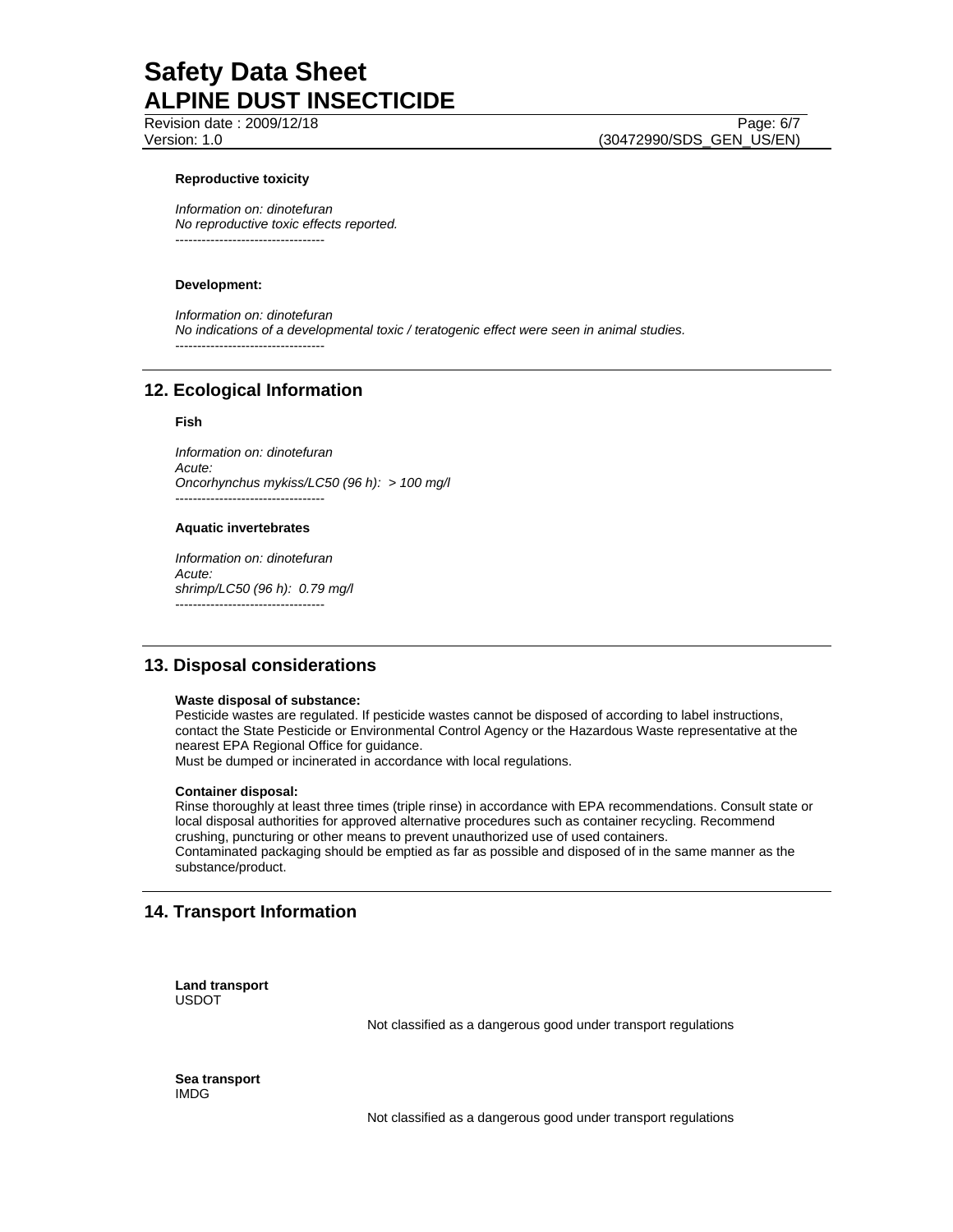**Reproductive toxicity**

*Information on: dinotefuran*
*No reproductive toxic effects reported.*
----------------------------------

**Development:**

*Information on: dinotefuran*
*No indications of a developmental toxic / teratogenic effect were seen in animal studies.*
----------------------------------

## 12. Ecological Information

**Fish**

*Information on: dinotefuran*
*Acute:*
*Oncorhynchus mykiss/LC50 (96 h): > 100 mg/l*
----------------------------------

**Aquatic invertebrates**

*Information on: dinotefuran*
*Acute:*
*shrimp/LC50 (96 h): 0.79 mg/l*
----------------------------------

## 13. Disposal considerations

**Waste disposal of substance:**
Pesticide wastes are regulated. If pesticide wastes cannot be disposed of according to label instructions, contact the State Pesticide or Environmental Control Agency or the Hazardous Waste representative at the nearest EPA Regional Office for guidance.
Must be dumped or incinerated in accordance with local regulations.

**Container disposal:**
Rinse thoroughly at least three times (triple rinse) in accordance with EPA recommendations. Consult state or local disposal authorities for approved alternative procedures such as container recycling. Recommend crushing, puncturing or other means to prevent unauthorized use of used containers.
Contaminated packaging should be emptied as far as possible and disposed of in the same manner as the substance/product.

## 14. Transport Information

**Land transport**
USDOT

Not classified as a dangerous good under transport regulations

**Sea transport**
IMDG

Not classified as a dangerous good under transport regulations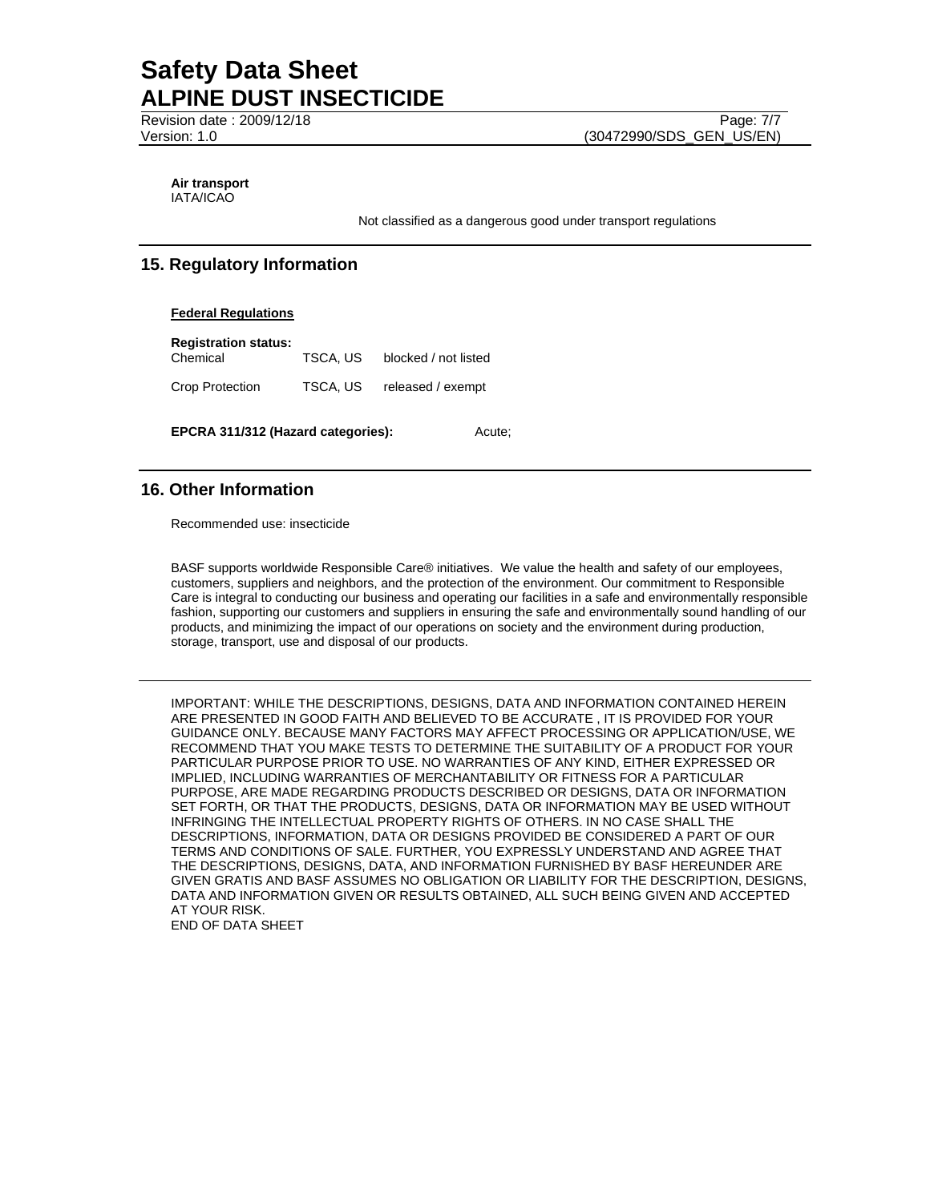**Air transport**
IATA/ICAO

Not classified as a dangerous good under transport regulations

## 15. Regulatory Information

**Federal Regulations**

**Registration status:**

| | | |
|---|---|---|
| Chemical | TSCA, US | blocked / not listed |
| Crop Protection | TSCA, US | released / exempt |

**EPCRA 311/312 (Hazard categories):** Acute;

## 16. Other Information

Recommended use: insecticide

BASF supports worldwide Responsible Care® initiatives. We value the health and safety of our employees, customers, suppliers and neighbors, and the protection of the environment. Our commitment to Responsible Care is integral to conducting our business and operating our facilities in a safe and environmentally responsible fashion, supporting our customers and suppliers in ensuring the safe and environmentally sound handling of our products, and minimizing the impact of our operations on society and the environment during production, storage, transport, use and disposal of our products.

---

IMPORTANT: WHILE THE DESCRIPTIONS, DESIGNS, DATA AND INFORMATION CONTAINED HEREIN ARE PRESENTED IN GOOD FAITH AND BELIEVED TO BE ACCURATE , IT IS PROVIDED FOR YOUR GUIDANCE ONLY. BECAUSE MANY FACTORS MAY AFFECT PROCESSING OR APPLICATION/USE, WE RECOMMEND THAT YOU MAKE TESTS TO DETERMINE THE SUITABILITY OF A PRODUCT FOR YOUR PARTICULAR PURPOSE PRIOR TO USE. NO WARRANTIES OF ANY KIND, EITHER EXPRESSED OR IMPLIED, INCLUDING WARRANTIES OF MERCHANTABILITY OR FITNESS FOR A PARTICULAR PURPOSE, ARE MADE REGARDING PRODUCTS DESCRIBED OR DESIGNS, DATA OR INFORMATION SET FORTH, OR THAT THE PRODUCTS, DESIGNS, DATA OR INFORMATION MAY BE USED WITHOUT INFRINGING THE INTELLECTUAL PROPERTY RIGHTS OF OTHERS. IN NO CASE SHALL THE DESCRIPTIONS, INFORMATION, DATA OR DESIGNS PROVIDED BE CONSIDERED A PART OF OUR TERMS AND CONDITIONS OF SALE. FURTHER, YOU EXPRESSLY UNDERSTAND AND AGREE THAT THE DESCRIPTIONS, DESIGNS, DATA, AND INFORMATION FURNISHED BY BASF HEREUNDER ARE GIVEN GRATIS AND BASF ASSUMES NO OBLIGATION OR LIABILITY FOR THE DESCRIPTION, DESIGNS, DATA AND INFORMATION GIVEN OR RESULTS OBTAINED, ALL SUCH BEING GIVEN AND ACCEPTED AT YOUR RISK.
END OF DATA SHEET